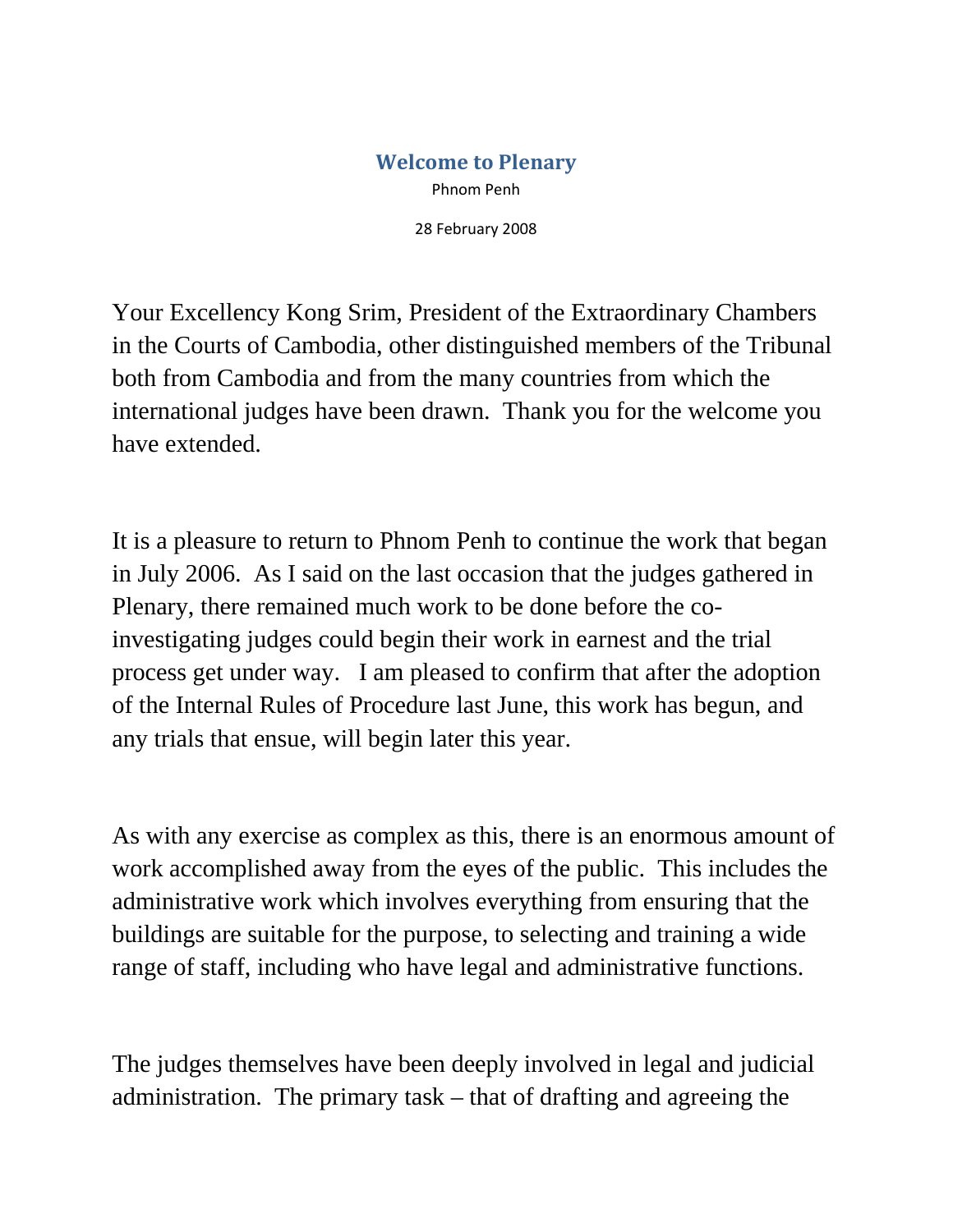# Welcome to Plenary

Phnom Penh

28 February 2008

Your Excellency Kong Srim, President of the Extraordinary Chambers in the Courts of Cambodia, other distinguished members of the Tribunal both from Cambodia and from the many countries from which the international judges have been drawn. Thank you for the welcome you have extended.

It is a pleasure to return to Phnom Penh to continue the work that began in July 2006. As I said on the last occasion that the judges gathered in Plenary, there remained much work to be done before the co-investigating judges could begin their work in earnest and the trial process get under way. I am pleased to confirm that after the adoption of the Internal Rules of Procedure last June, this work has begun, and any trials that ensue, will begin later this year.

As with any exercise as complex as this, there is an enormous amount of work accomplished away from the eyes of the public. This includes the administrative work which involves everything from ensuring that the buildings are suitable for the purpose, to selecting and training a wide range of staff, including who have legal and administrative functions.

The judges themselves have been deeply involved in legal and judicial administration. The primary task – that of drafting and agreeing the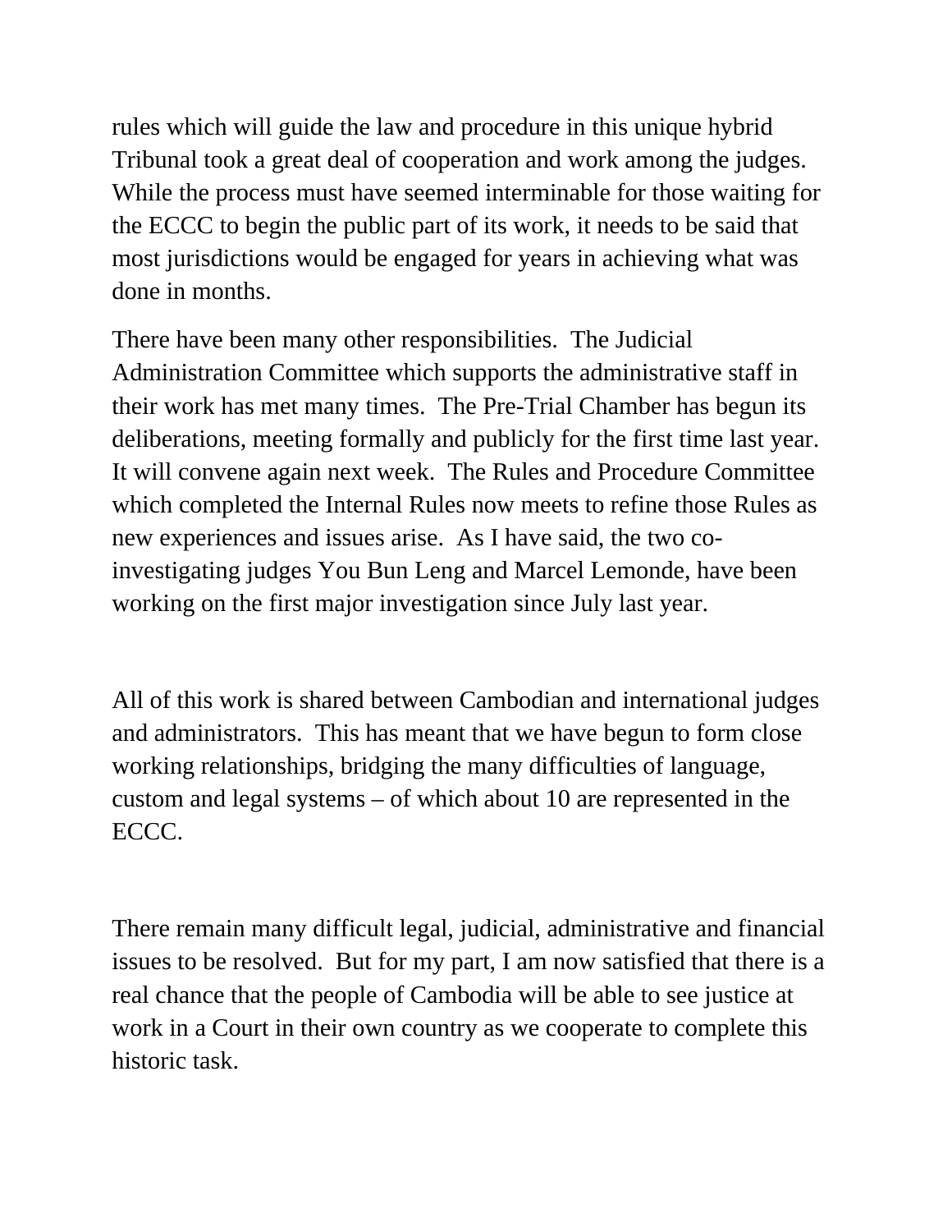rules which will guide the law and procedure in this unique hybrid Tribunal took a great deal of cooperation and work among the judges. While the process must have seemed interminable for those waiting for the ECCC to begin the public part of its work, it needs to be said that most jurisdictions would be engaged for years in achieving what was done in months.

There have been many other responsibilities. The Judicial Administration Committee which supports the administrative staff in their work has met many times. The Pre-Trial Chamber has begun its deliberations, meeting formally and publicly for the first time last year. It will convene again next week. The Rules and Procedure Committee which completed the Internal Rules now meets to refine those Rules as new experiences and issues arise. As I have said, the two co-investigating judges You Bun Leng and Marcel Lemonde, have been working on the first major investigation since July last year.

All of this work is shared between Cambodian and international judges and administrators. This has meant that we have begun to form close working relationships, bridging the many difficulties of language, custom and legal systems – of which about 10 are represented in the ECCC.

There remain many difficult legal, judicial, administrative and financial issues to be resolved. But for my part, I am now satisfied that there is a real chance that the people of Cambodia will be able to see justice at work in a Court in their own country as we cooperate to complete this historic task.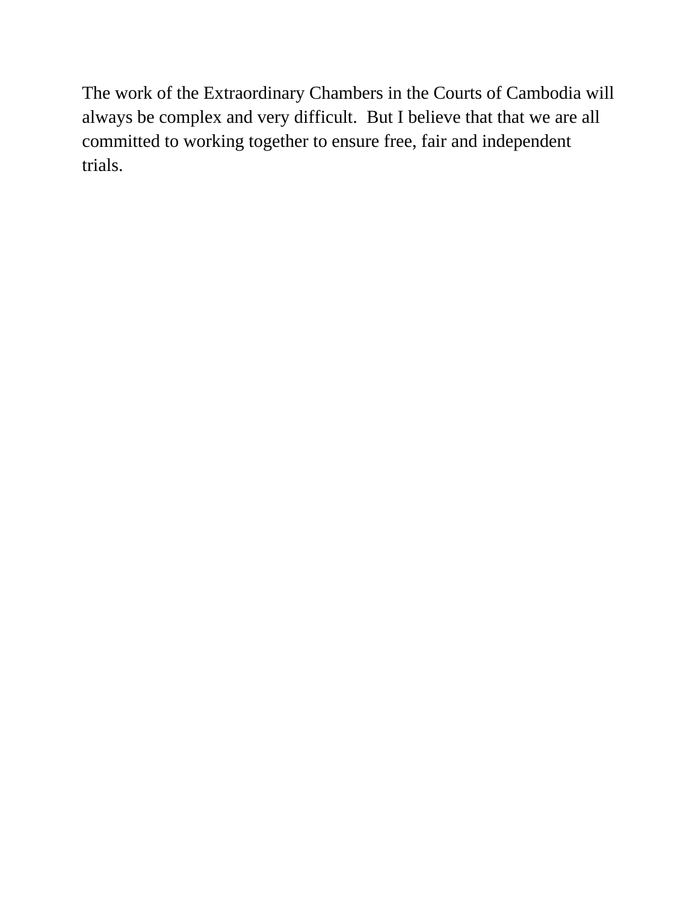The work of the Extraordinary Chambers in the Courts of Cambodia will always be complex and very difficult. But I believe that that we are all committed to working together to ensure free, fair and independent trials.